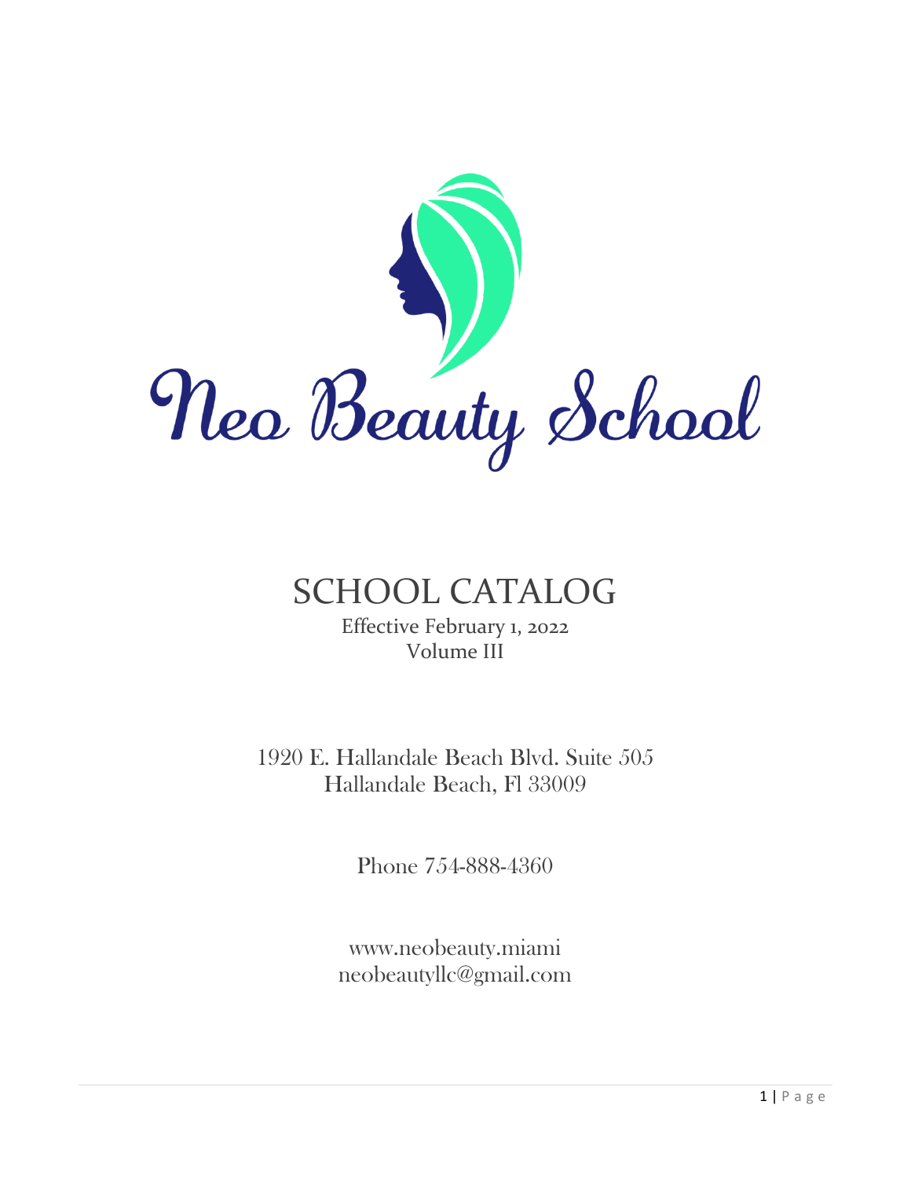# Neo Beauty School

# SCHOOL CATALOG

Effective February 1, 2022

Volume III

1920 E. Hallandale Beach Blvd. Suite 505

Hallandale Beach, Fl 33009

Phone 754-888-4360

www.neobeauty.miami

neobeautyllc@gmail.com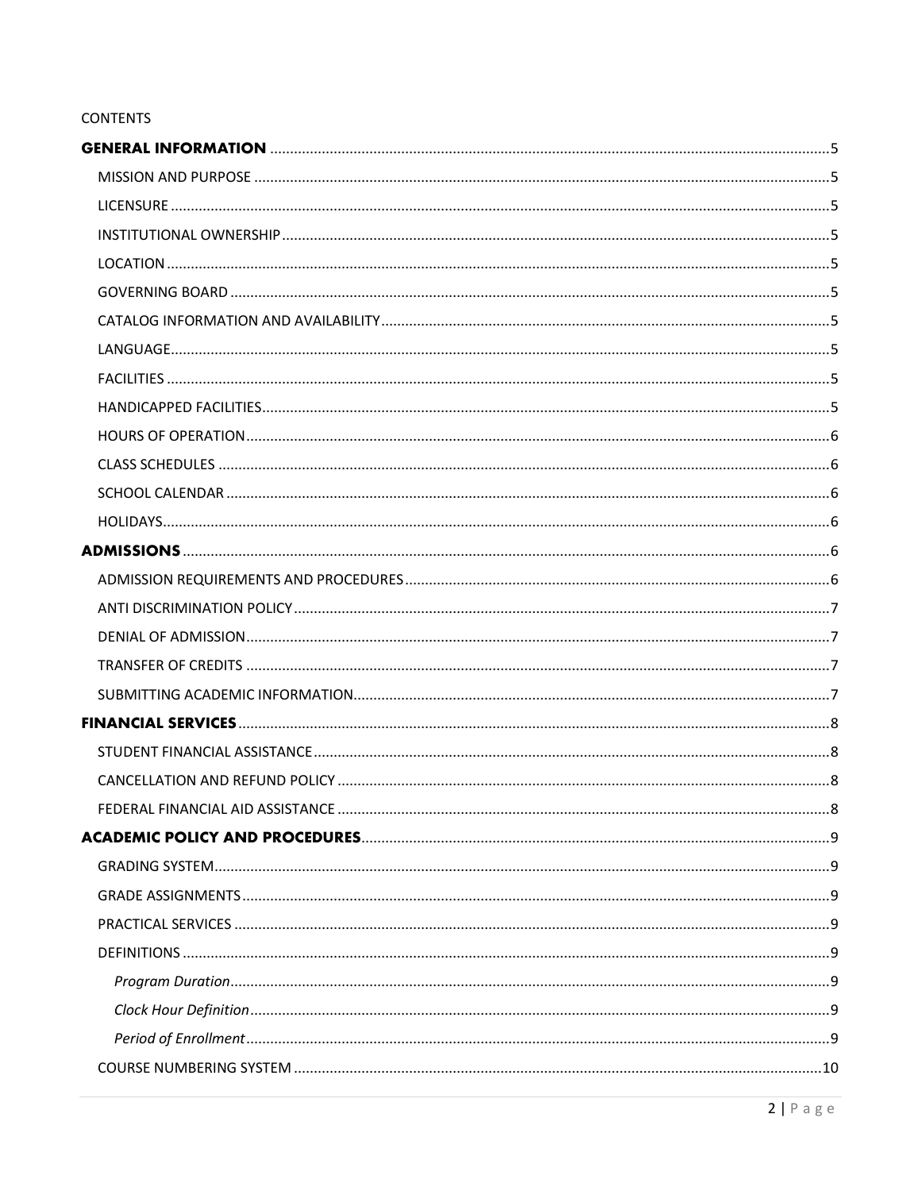CONTENTS

**GENERAL INFORMATION** ..... 5

- MISSION AND PURPOSE ..... 5
- LICENSURE ..... 5
- INSTITUTIONAL OWNERSHIP ..... 5
- LOCATION ..... 5
- GOVERNING BOARD ..... 5
- CATALOG INFORMATION AND AVAILABILITY ..... 5
- LANGUAGE ..... 5
- FACILITIES ..... 5
- HANDICAPPED FACILITIES ..... 5
- HOURS OF OPERATION ..... 6
- CLASS SCHEDULES ..... 6
- SCHOOL CALENDAR ..... 6
- HOLIDAYS ..... 6

**ADMISSIONS** ..... 6

- ADMISSION REQUIREMENTS AND PROCEDURES ..... 6
- ANTI DISCRIMINATION POLICY ..... 7
- DENIAL OF ADMISSION ..... 7
- TRANSFER OF CREDITS ..... 7
- SUBMITTING ACADEMIC INFORMATION ..... 7

**FINANCIAL SERVICES** ..... 8

- STUDENT FINANCIAL ASSISTANCE ..... 8
- CANCELLATION AND REFUND POLICY ..... 8
- FEDERAL FINANCIAL AID ASSISTANCE ..... 8

**ACADEMIC POLICY AND PROCEDURES** ..... 9

- GRADING SYSTEM ..... 9
- GRADE ASSIGNMENTS ..... 9
- PRACTICAL SERVICES ..... 9
- DEFINITIONS ..... 9
  - *Program Duration* ..... 9
  - *Clock Hour Definition* ..... 9
  - *Period of Enrollment* ..... 9
- COURSE NUMBERING SYSTEM ..... 10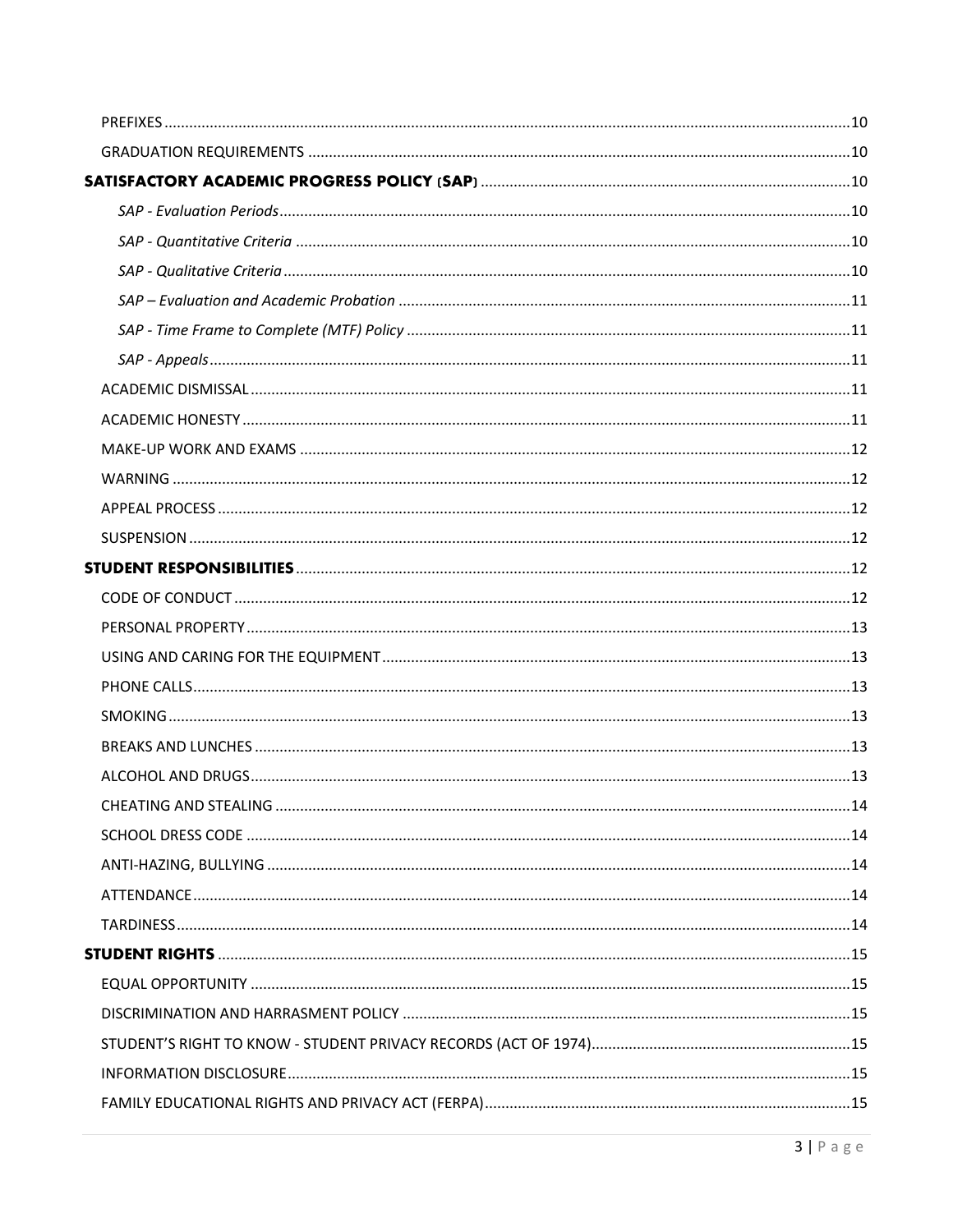PREFIXES ....................................................................................................................................................10

GRADUATION REQUIREMENTS ..................................................................................................................10

**SATISFACTORY ACADEMIC PROGRESS POLICY (SAP)** .........................................................................10

*SAP - Evaluation Periods* .........................................................................................................................10

*SAP - Quantitative Criteria* .....................................................................................................................10

*SAP - Qualitative Criteria* ........................................................................................................................10

*SAP – Evaluation and Academic Probation* .............................................................................................11

*SAP - Time Frame to Complete (MTF) Policy* ...........................................................................................11

*SAP - Appeals* ..........................................................................................................................................11

ACADEMIC DISMISSAL ................................................................................................................................11

ACADEMIC HONESTY ..................................................................................................................................11

MAKE-UP WORK AND EXAMS ....................................................................................................................12

WARNING ...................................................................................................................................................12

APPEAL PROCESS ........................................................................................................................................12

SUSPENSION ...............................................................................................................................................12

**STUDENT RESPONSIBILITIES** .....................................................................................................................12

CODE OF CONDUCT ....................................................................................................................................12

PERSONAL PROPERTY .................................................................................................................................13

USING AND CARING FOR THE EQUIPMENT ................................................................................................13

PHONE CALLS ..............................................................................................................................................13

SMOKING ....................................................................................................................................................13

BREAKS AND LUNCHES ...............................................................................................................................13

ALCOHOL AND DRUGS .................................................................................................................................13

CHEATING AND STEALING ..........................................................................................................................14

SCHOOL DRESS CODE .................................................................................................................................14

ANTI-HAZING, BULLYING ............................................................................................................................14

ATTENDANCE ..............................................................................................................................................14

TARDINESS ..................................................................................................................................................14

**STUDENT RIGHTS** .......................................................................................................................................15

EQUAL OPPORTUNITY .................................................................................................................................15

DISCRIMINATION AND HARRASMENT POLICY ............................................................................................15

STUDENT'S RIGHT TO KNOW - STUDENT PRIVACY RECORDS (ACT OF 1974) ..............................................15

INFORMATION DISCLOSURE ........................................................................................................................15

FAMILY EDUCATIONAL RIGHTS AND PRIVACY ACT (FERPA) ........................................................................15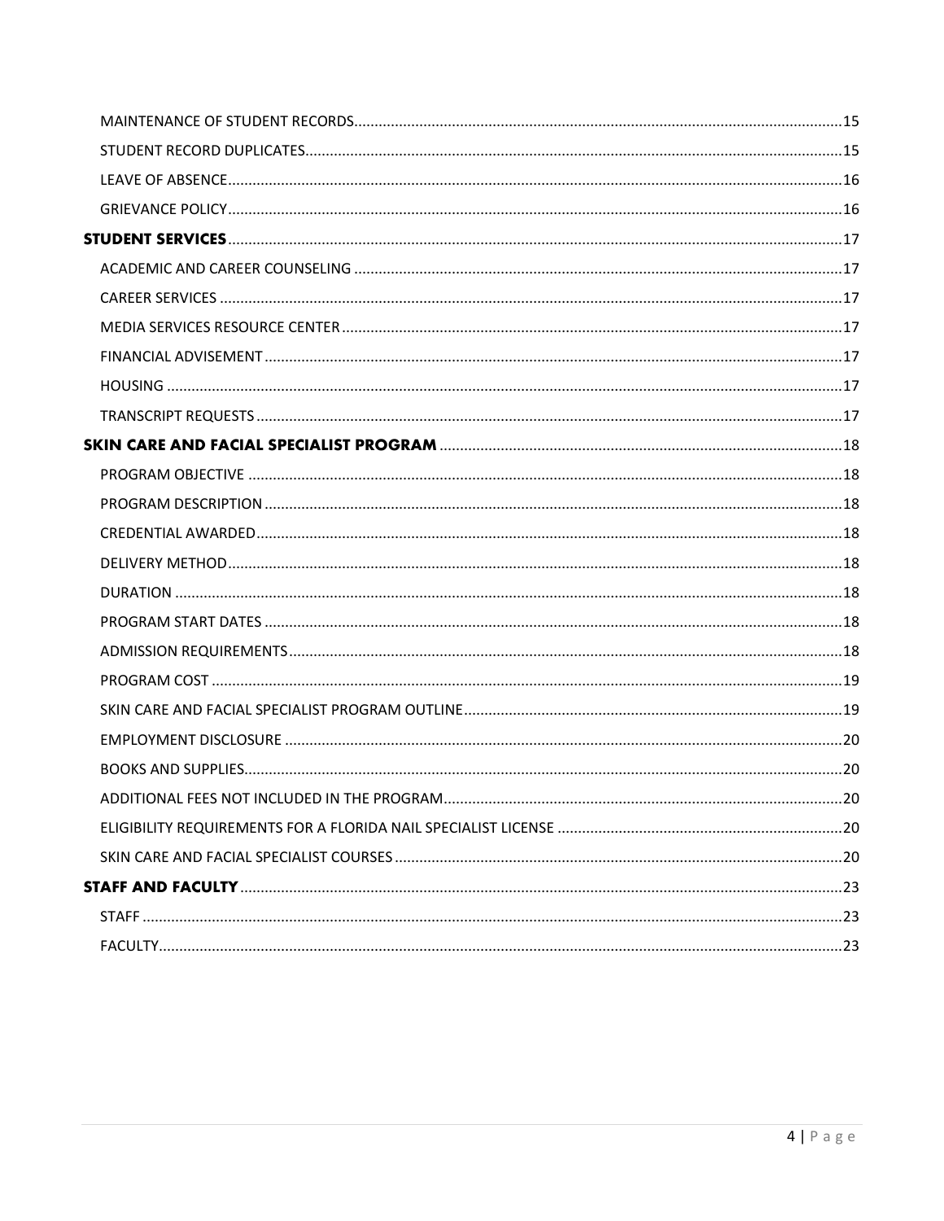MAINTENANCE OF STUDENT RECORDS......15
STUDENT RECORD DUPLICATES......15
LEAVE OF ABSENCE......16
GRIEVANCE POLICY......16

**STUDENT SERVICES**......17

ACADEMIC AND CAREER COUNSELING......17
CAREER SERVICES......17
MEDIA SERVICES RESOURCE CENTER......17
FINANCIAL ADVISEMENT......17
HOUSING......17
TRANSCRIPT REQUESTS......17

**SKIN CARE AND FACIAL SPECIALIST PROGRAM**......18

PROGRAM OBJECTIVE......18
PROGRAM DESCRIPTION......18
CREDENTIAL AWARDED......18
DELIVERY METHOD......18
DURATION......18
PROGRAM START DATES......18
ADMISSION REQUIREMENTS......18
PROGRAM COST......19
SKIN CARE AND FACIAL SPECIALIST PROGRAM OUTLINE......19
EMPLOYMENT DISCLOSURE......20
BOOKS AND SUPPLIES......20
ADDITIONAL FEES NOT INCLUDED IN THE PROGRAM......20
ELIGIBILITY REQUIREMENTS FOR A FLORIDA NAIL SPECIALIST LICENSE......20
SKIN CARE AND FACIAL SPECIALIST COURSES......20

**STAFF AND FACULTY**......23

STAFF......23
FACULTY......23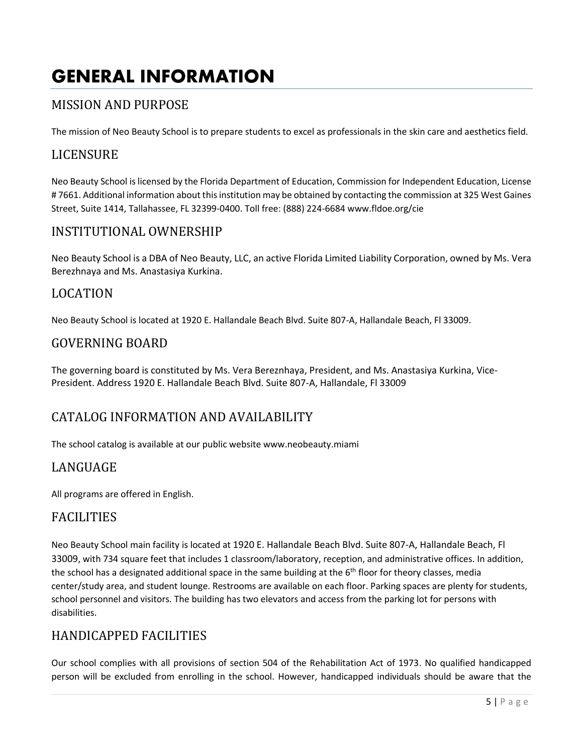# GENERAL INFORMATION

## MISSION AND PURPOSE

The mission of Neo Beauty School is to prepare students to excel as professionals in the skin care and aesthetics field.

## LICENSURE

Neo Beauty School is licensed by the Florida Department of Education, Commission for Independent Education, License # 7661. Additional information about this institution may be obtained by contacting the commission at 325 West Gaines Street, Suite 1414, Tallahassee, FL 32399-0400. Toll free: (888) 224-6684 www.fldoe.org/cie

## INSTITUTIONAL OWNERSHIP

Neo Beauty School is a DBA of Neo Beauty, LLC, an active Florida Limited Liability Corporation, owned by Ms. Vera Berezhnaya and Ms. Anastasiya Kurkina.

## LOCATION

Neo Beauty School is located at 1920 E. Hallandale Beach Blvd. Suite 807-A, Hallandale Beach, Fl 33009.

## GOVERNING BOARD

The governing board is constituted by Ms. Vera Bereznhaya, President, and Ms. Anastasiya Kurkina, Vice-President. Address 1920 E. Hallandale Beach Blvd. Suite 807-A, Hallandale, Fl 33009

## CATALOG INFORMATION AND AVAILABILITY

The school catalog is available at our public website www.neobeauty.miami

## LANGUAGE

All programs are offered in English.

## FACILITIES

Neo Beauty School main facility is located at 1920 E. Hallandale Beach Blvd. Suite 807-A, Hallandale Beach, Fl 33009, with 734 square feet that includes 1 classroom/laboratory, reception, and administrative offices. In addition, the school has a designated additional space in the same building at the 6th floor for theory classes, media center/study area, and student lounge. Restrooms are available on each floor. Parking spaces are plenty for students, school personnel and visitors. The building has two elevators and access from the parking lot for persons with disabilities.

## HANDICAPPED FACILITIES

Our school complies with all provisions of section 504 of the Rehabilitation Act of 1973. No qualified handicapped person will be excluded from enrolling in the school. However, handicapped individuals should be aware that the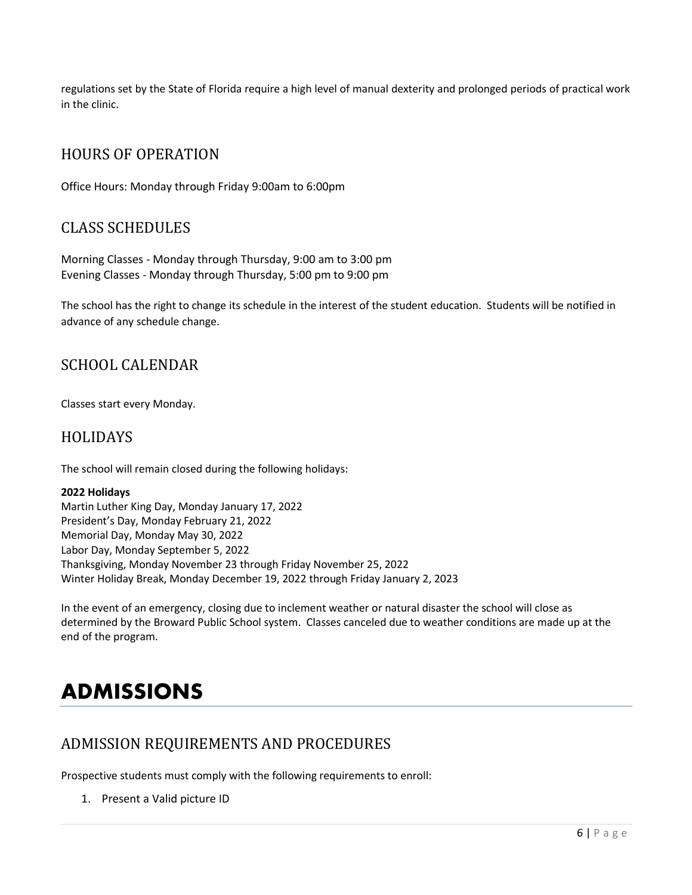regulations set by the State of Florida require a high level of manual dexterity and prolonged periods of practical work in the clinic.

## HOURS OF OPERATION

Office Hours: Monday through Friday 9:00am to 6:00pm

## CLASS SCHEDULES

Morning Classes - Monday through Thursday, 9:00 am to 3:00 pm
Evening Classes - Monday through Thursday, 5:00 pm to 9:00 pm

The school has the right to change its schedule in the interest of the student education. Students will be notified in advance of any schedule change.

## SCHOOL CALENDAR

Classes start every Monday.

## HOLIDAYS

The school will remain closed during the following holidays:

**2022 Holidays**
Martin Luther King Day, Monday January 17, 2022
President's Day, Monday February 21, 2022
Memorial Day, Monday May 30, 2022
Labor Day, Monday September 5, 2022
Thanksgiving, Monday November 23 through Friday November 25, 2022
Winter Holiday Break, Monday December 19, 2022 through Friday January 2, 2023

In the event of an emergency, closing due to inclement weather or natural disaster the school will close as determined by the Broward Public School system. Classes canceled due to weather conditions are made up at the end of the program.

# ADMISSIONS

## ADMISSION REQUIREMENTS AND PROCEDURES

Prospective students must comply with the following requirements to enroll:

1. Present a Valid picture ID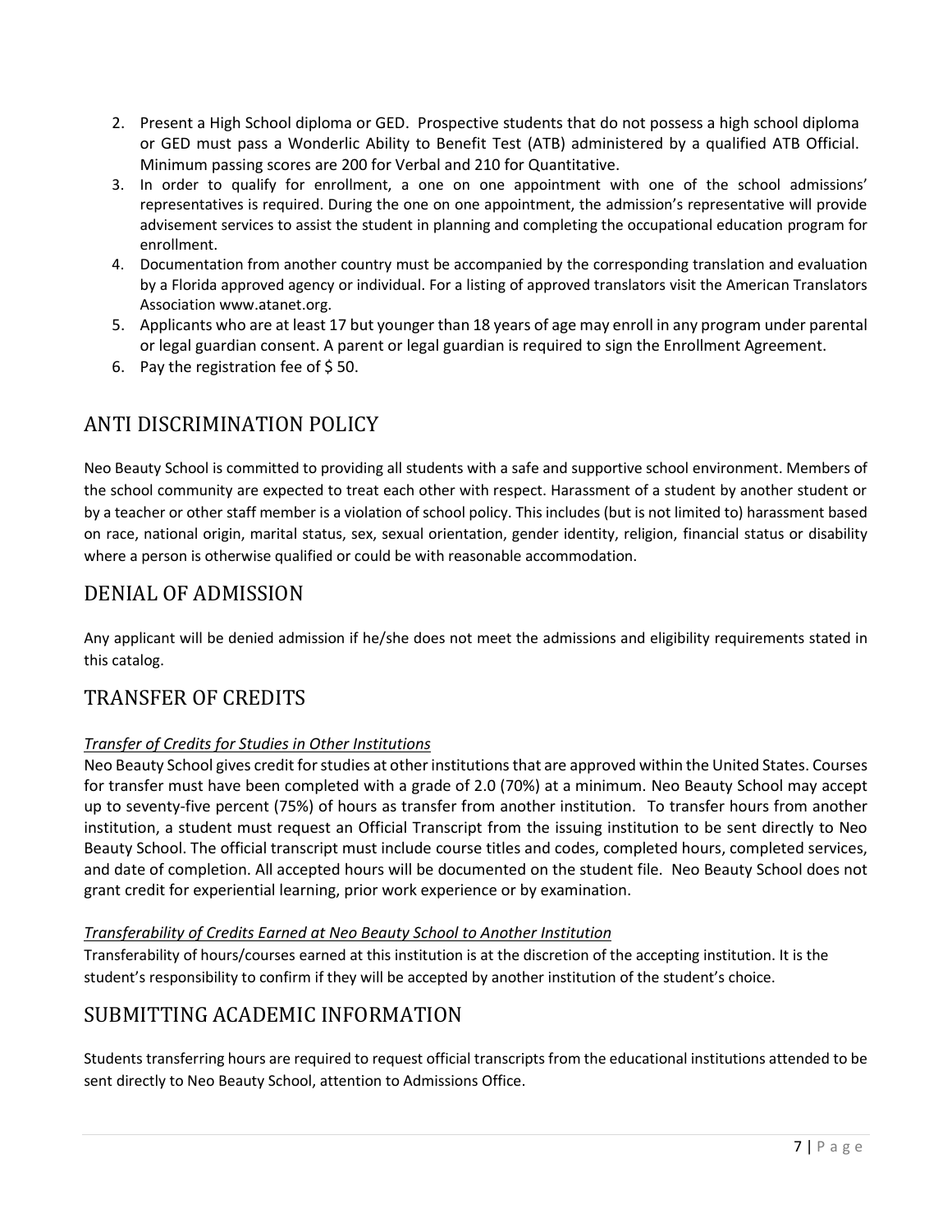2. Present a High School diploma or GED. Prospective students that do not possess a high school diploma or GED must pass a Wonderlic Ability to Benefit Test (ATB) administered by a qualified ATB Official. Minimum passing scores are 200 for Verbal and 210 for Quantitative.
3. In order to qualify for enrollment, a one on one appointment with one of the school admissions' representatives is required. During the one on one appointment, the admission's representative will provide advisement services to assist the student in planning and completing the occupational education program for enrollment.
4. Documentation from another country must be accompanied by the corresponding translation and evaluation by a Florida approved agency or individual. For a listing of approved translators visit the American Translators Association www.atanet.org.
5. Applicants who are at least 17 but younger than 18 years of age may enroll in any program under parental or legal guardian consent. A parent or legal guardian is required to sign the Enrollment Agreement.
6. Pay the registration fee of $ 50.

## ANTI DISCRIMINATION POLICY

Neo Beauty School is committed to providing all students with a safe and supportive school environment. Members of the school community are expected to treat each other with respect. Harassment of a student by another student or by a teacher or other staff member is a violation of school policy. This includes (but is not limited to) harassment based on race, national origin, marital status, sex, sexual orientation, gender identity, religion, financial status or disability where a person is otherwise qualified or could be with reasonable accommodation.

## DENIAL OF ADMISSION

Any applicant will be denied admission if he/she does not meet the admissions and eligibility requirements stated in this catalog.

## TRANSFER OF CREDITS

*Transfer of Credits for Studies in Other Institutions*

Neo Beauty School gives credit for studies at other institutions that are approved within the United States. Courses for transfer must have been completed with a grade of 2.0 (70%) at a minimum. Neo Beauty School may accept up to seventy-five percent (75%) of hours as transfer from another institution. To transfer hours from another institution, a student must request an Official Transcript from the issuing institution to be sent directly to Neo Beauty School. The official transcript must include course titles and codes, completed hours, completed services, and date of completion. All accepted hours will be documented on the student file. Neo Beauty School does not grant credit for experiential learning, prior work experience or by examination.

*Transferability of Credits Earned at Neo Beauty School to Another Institution*

Transferability of hours/courses earned at this institution is at the discretion of the accepting institution. It is the student's responsibility to confirm if they will be accepted by another institution of the student's choice.

## SUBMITTING ACADEMIC INFORMATION

Students transferring hours are required to request official transcripts from the educational institutions attended to be sent directly to Neo Beauty School, attention to Admissions Office.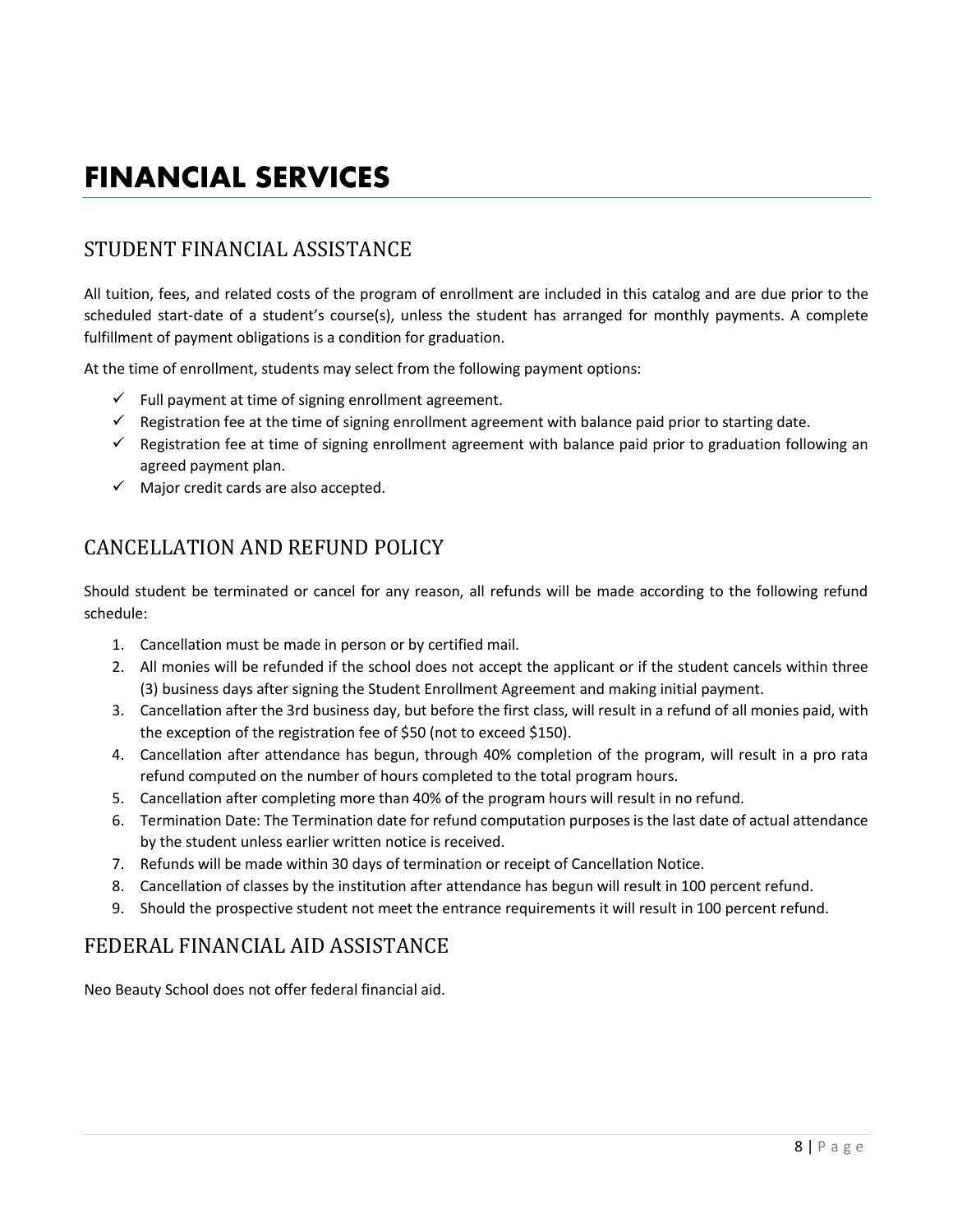# FINANCIAL SERVICES

## STUDENT FINANCIAL ASSISTANCE

All tuition, fees, and related costs of the program of enrollment are included in this catalog and are due prior to the scheduled start-date of a student's course(s), unless the student has arranged for monthly payments. A complete fulfillment of payment obligations is a condition for graduation.

At the time of enrollment, students may select from the following payment options:

- ✓ Full payment at time of signing enrollment agreement.
- ✓ Registration fee at the time of signing enrollment agreement with balance paid prior to starting date.
- ✓ Registration fee at time of signing enrollment agreement with balance paid prior to graduation following an agreed payment plan.
- ✓ Major credit cards are also accepted.

## CANCELLATION AND REFUND POLICY

Should student be terminated or cancel for any reason, all refunds will be made according to the following refund schedule:

1. Cancellation must be made in person or by certified mail.
2. All monies will be refunded if the school does not accept the applicant or if the student cancels within three (3) business days after signing the Student Enrollment Agreement and making initial payment.
3. Cancellation after the 3rd business day, but before the first class, will result in a refund of all monies paid, with the exception of the registration fee of $50 (not to exceed $150).
4. Cancellation after attendance has begun, through 40% completion of the program, will result in a pro rata refund computed on the number of hours completed to the total program hours.
5. Cancellation after completing more than 40% of the program hours will result in no refund.
6. Termination Date: The Termination date for refund computation purposes is the last date of actual attendance by the student unless earlier written notice is received.
7. Refunds will be made within 30 days of termination or receipt of Cancellation Notice.
8. Cancellation of classes by the institution after attendance has begun will result in 100 percent refund.
9. Should the prospective student not meet the entrance requirements it will result in 100 percent refund.

## FEDERAL FINANCIAL AID ASSISTANCE

Neo Beauty School does not offer federal financial aid.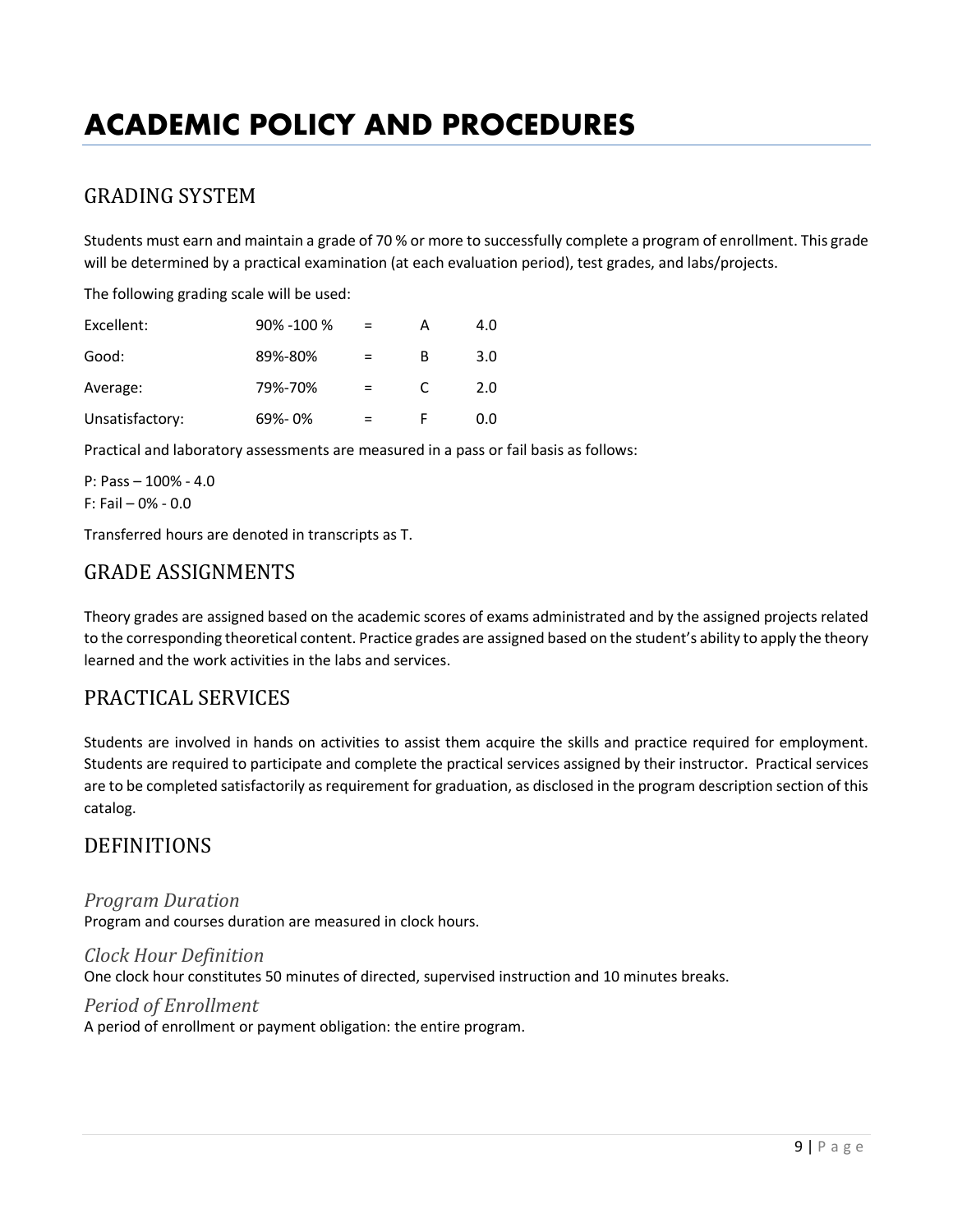// ACADEMIC POLICY AND PROCEDURES

## GRADING SYSTEM

Students must earn and maintain a grade of 70 % or more to successfully complete a program of enrollment. This grade will be determined by a practical examination (at each evaluation period), test grades, and labs/projects.

The following grading scale will be used:

| | | | | |
|---|---|---|---|---|
| Excellent: | 90% -100 % | = | A | 4.0 |
| Good: | 89%-80% | = | B | 3.0 |
| Average: | 79%-70% | = | C | 2.0 |
| Unsatisfactory: | 69%- 0% | = | F | 0.0 |

Practical and laboratory assessments are measured in a pass or fail basis as follows:

P: Pass – 100% - 4.0
F: Fail – 0% - 0.0

Transferred hours are denoted in transcripts as T.

## GRADE ASSIGNMENTS

Theory grades are assigned based on the academic scores of exams administrated and by the assigned projects related to the corresponding theoretical content. Practice grades are assigned based on the student's ability to apply the theory learned and the work activities in the labs and services.

## PRACTICAL SERVICES

Students are involved in hands on activities to assist them acquire the skills and practice required for employment. Students are required to participate and complete the practical services assigned by their instructor. Practical services are to be completed satisfactorily as requirement for graduation, as disclosed in the program description section of this catalog.

## DEFINITIONS

### *Program Duration*
Program and courses duration are measured in clock hours.

### *Clock Hour Definition*
One clock hour constitutes 50 minutes of directed, supervised instruction and 10 minutes breaks.

### *Period of Enrollment*
A period of enrollment or payment obligation: the entire program.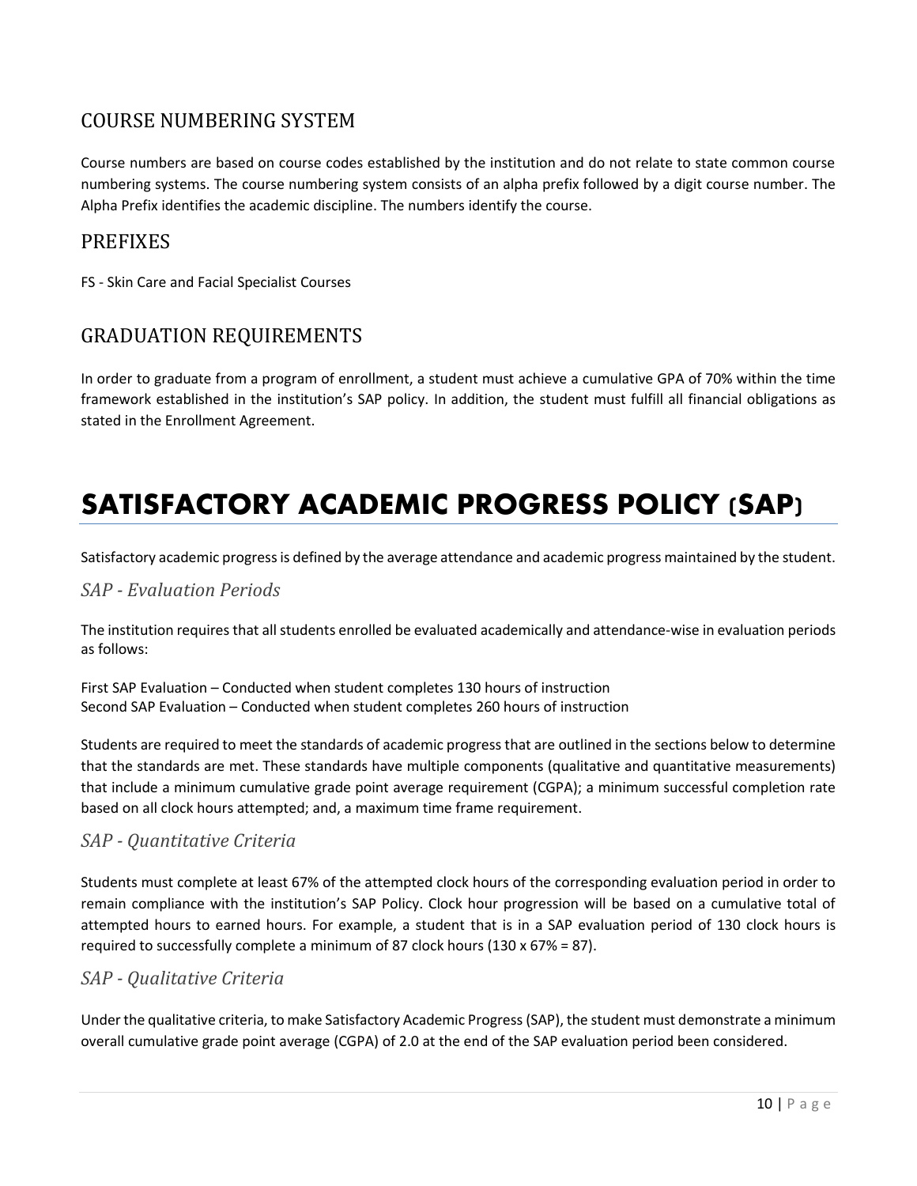## COURSE NUMBERING SYSTEM

Course numbers are based on course codes established by the institution and do not relate to state common course numbering systems. The course numbering system consists of an alpha prefix followed by a digit course number. The Alpha Prefix identifies the academic discipline. The numbers identify the course.

## PREFIXES

FS - Skin Care and Facial Specialist Courses

## GRADUATION REQUIREMENTS

In order to graduate from a program of enrollment, a student must achieve a cumulative GPA of 70% within the time framework established in the institution's SAP policy. In addition, the student must fulfill all financial obligations as stated in the Enrollment Agreement.

# SATISFACTORY ACADEMIC PROGRESS POLICY (SAP)

Satisfactory academic progress is defined by the average attendance and academic progress maintained by the student.

### *SAP - Evaluation Periods*

The institution requires that all students enrolled be evaluated academically and attendance-wise in evaluation periods as follows:

First SAP Evaluation – Conducted when student completes 130 hours of instruction
Second SAP Evaluation – Conducted when student completes 260 hours of instruction

Students are required to meet the standards of academic progress that are outlined in the sections below to determine that the standards are met. These standards have multiple components (qualitative and quantitative measurements) that include a minimum cumulative grade point average requirement (CGPA); a minimum successful completion rate based on all clock hours attempted; and, a maximum time frame requirement.

### *SAP - Quantitative Criteria*

Students must complete at least 67% of the attempted clock hours of the corresponding evaluation period in order to remain compliance with the institution's SAP Policy. Clock hour progression will be based on a cumulative total of attempted hours to earned hours. For example, a student that is in a SAP evaluation period of 130 clock hours is required to successfully complete a minimum of 87 clock hours (130 x 67% = 87).

### *SAP - Qualitative Criteria*

Under the qualitative criteria, to make Satisfactory Academic Progress (SAP), the student must demonstrate a minimum overall cumulative grade point average (CGPA) of 2.0 at the end of the SAP evaluation period been considered.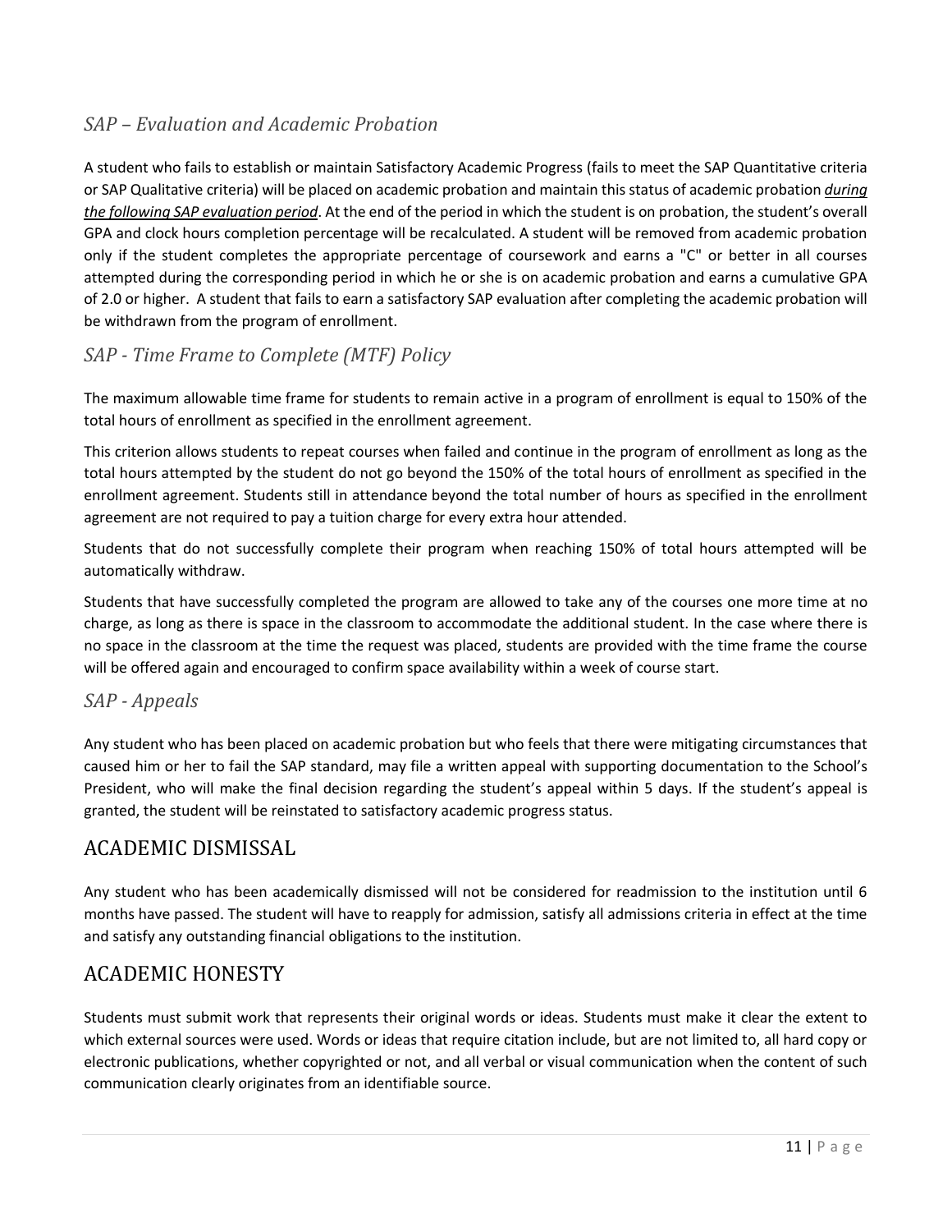### *SAP – Evaluation and Academic Probation*

A student who fails to establish or maintain Satisfactory Academic Progress (fails to meet the SAP Quantitative criteria or SAP Qualitative criteria) will be placed on academic probation and maintain this status of academic probation ***during the following SAP evaluation period***. At the end of the period in which the student is on probation, the student's overall GPA and clock hours completion percentage will be recalculated. A student will be removed from academic probation only if the student completes the appropriate percentage of coursework and earns a "C" or better in all courses attempted during the corresponding period in which he or she is on academic probation and earns a cumulative GPA of 2.0 or higher. A student that fails to earn a satisfactory SAP evaluation after completing the academic probation will be withdrawn from the program of enrollment.

### *SAP - Time Frame to Complete (MTF) Policy*

The maximum allowable time frame for students to remain active in a program of enrollment is equal to 150% of the total hours of enrollment as specified in the enrollment agreement.

This criterion allows students to repeat courses when failed and continue in the program of enrollment as long as the total hours attempted by the student do not go beyond the 150% of the total hours of enrollment as specified in the enrollment agreement. Students still in attendance beyond the total number of hours as specified in the enrollment agreement are not required to pay a tuition charge for every extra hour attended.

Students that do not successfully complete their program when reaching 150% of total hours attempted will be automatically withdraw.

Students that have successfully completed the program are allowed to take any of the courses one more time at no charge, as long as there is space in the classroom to accommodate the additional student. In the case where there is no space in the classroom at the time the request was placed, students are provided with the time frame the course will be offered again and encouraged to confirm space availability within a week of course start.

### *SAP - Appeals*

Any student who has been placed on academic probation but who feels that there were mitigating circumstances that caused him or her to fail the SAP standard, may file a written appeal with supporting documentation to the School's President, who will make the final decision regarding the student's appeal within 5 days. If the student's appeal is granted, the student will be reinstated to satisfactory academic progress status.

## ACADEMIC DISMISSAL

Any student who has been academically dismissed will not be considered for readmission to the institution until 6 months have passed. The student will have to reapply for admission, satisfy all admissions criteria in effect at the time and satisfy any outstanding financial obligations to the institution.

## ACADEMIC HONESTY

Students must submit work that represents their original words or ideas. Students must make it clear the extent to which external sources were used. Words or ideas that require citation include, but are not limited to, all hard copy or electronic publications, whether copyrighted or not, and all verbal or visual communication when the content of such communication clearly originates from an identifiable source.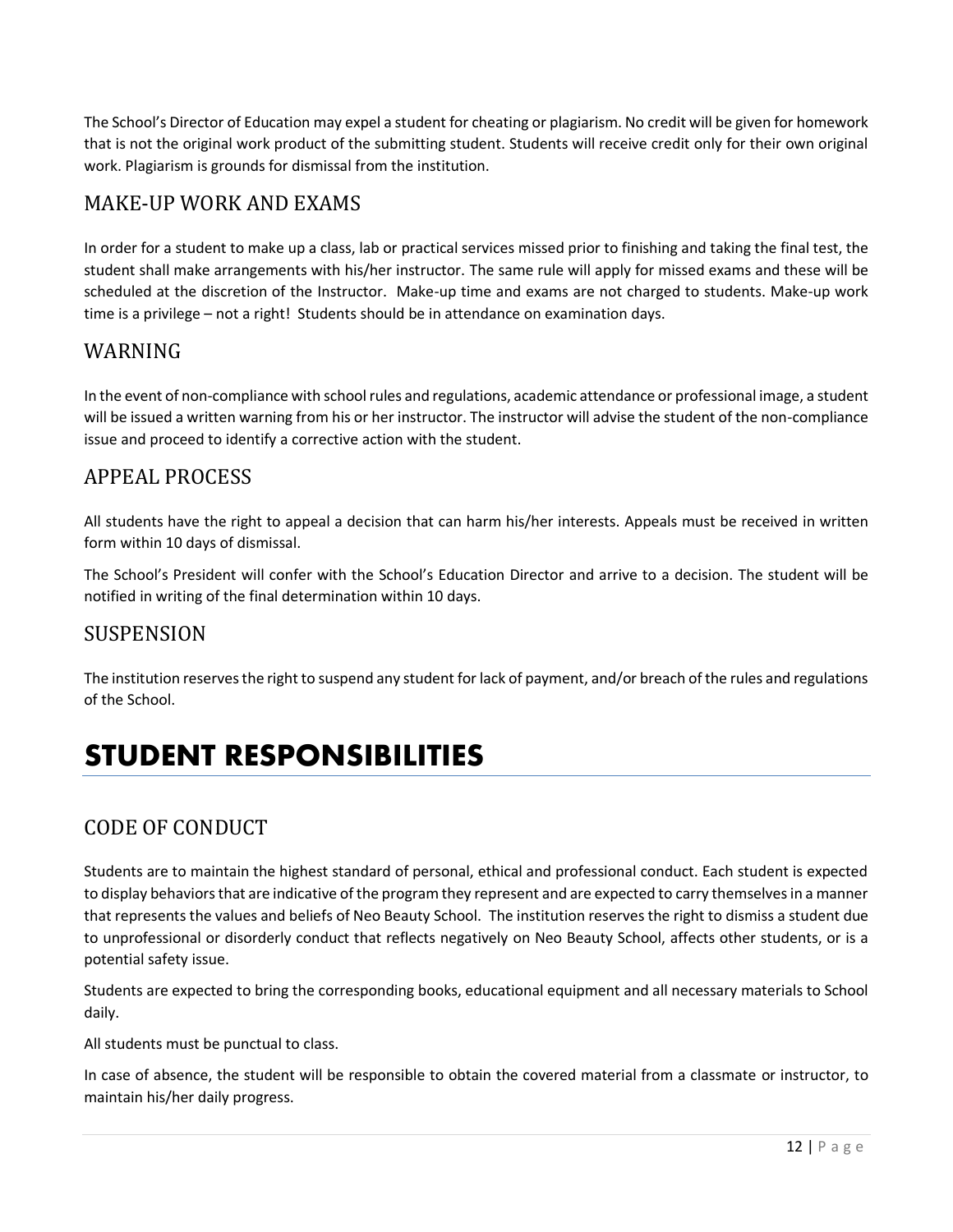The School's Director of Education may expel a student for cheating or plagiarism. No credit will be given for homework that is not the original work product of the submitting student. Students will receive credit only for their own original work. Plagiarism is grounds for dismissal from the institution.

## MAKE-UP WORK AND EXAMS

In order for a student to make up a class, lab or practical services missed prior to finishing and taking the final test, the student shall make arrangements with his/her instructor. The same rule will apply for missed exams and these will be scheduled at the discretion of the Instructor. Make-up time and exams are not charged to students. Make-up work time is a privilege – not a right! Students should be in attendance on examination days.

## WARNING

In the event of non-compliance with school rules and regulations, academic attendance or professional image, a student will be issued a written warning from his or her instructor. The instructor will advise the student of the non-compliance issue and proceed to identify a corrective action with the student.

## APPEAL PROCESS

All students have the right to appeal a decision that can harm his/her interests. Appeals must be received in written form within 10 days of dismissal.

The School's President will confer with the School's Education Director and arrive to a decision. The student will be notified in writing of the final determination within 10 days.

## SUSPENSION

The institution reserves the right to suspend any student for lack of payment, and/or breach of the rules and regulations of the School.

# STUDENT RESPONSIBILITIES

## CODE OF CONDUCT

Students are to maintain the highest standard of personal, ethical and professional conduct. Each student is expected to display behaviors that are indicative of the program they represent and are expected to carry themselves in a manner that represents the values and beliefs of Neo Beauty School. The institution reserves the right to dismiss a student due to unprofessional or disorderly conduct that reflects negatively on Neo Beauty School, affects other students, or is a potential safety issue.

Students are expected to bring the corresponding books, educational equipment and all necessary materials to School daily.

All students must be punctual to class.

In case of absence, the student will be responsible to obtain the covered material from a classmate or instructor, to maintain his/her daily progress.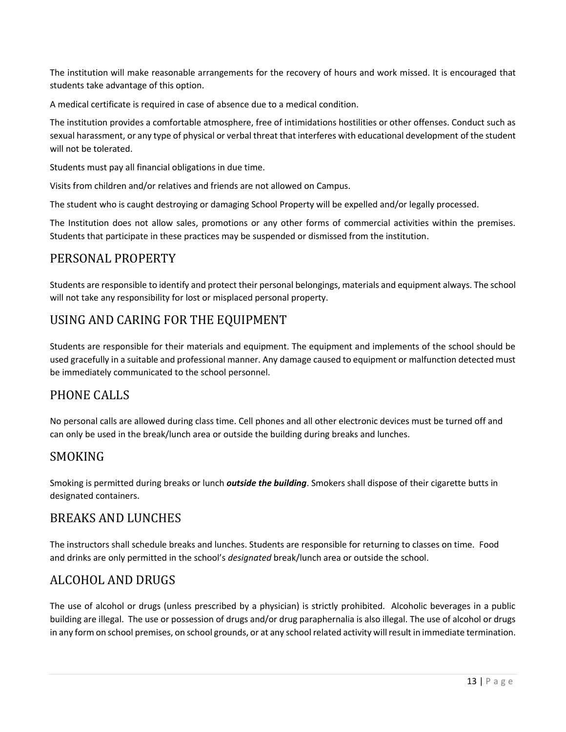The institution will make reasonable arrangements for the recovery of hours and work missed. It is encouraged that students take advantage of this option.

A medical certificate is required in case of absence due to a medical condition.

The institution provides a comfortable atmosphere, free of intimidations hostilities or other offenses. Conduct such as sexual harassment, or any type of physical or verbal threat that interferes with educational development of the student will not be tolerated.

Students must pay all financial obligations in due time.

Visits from children and/or relatives and friends are not allowed on Campus.

The student who is caught destroying or damaging School Property will be expelled and/or legally processed.

The Institution does not allow sales, promotions or any other forms of commercial activities within the premises. Students that participate in these practices may be suspended or dismissed from the institution.

## PERSONAL PROPERTY

Students are responsible to identify and protect their personal belongings, materials and equipment always. The school will not take any responsibility for lost or misplaced personal property.

## USING AND CARING FOR THE EQUIPMENT

Students are responsible for their materials and equipment. The equipment and implements of the school should be used gracefully in a suitable and professional manner. Any damage caused to equipment or malfunction detected must be immediately communicated to the school personnel.

## PHONE CALLS

No personal calls are allowed during class time. Cell phones and all other electronic devices must be turned off and can only be used in the break/lunch area or outside the building during breaks and lunches.

## SMOKING

Smoking is permitted during breaks or lunch ***outside the building***. Smokers shall dispose of their cigarette butts in designated containers.

## BREAKS AND LUNCHES

The instructors shall schedule breaks and lunches. Students are responsible for returning to classes on time. Food and drinks are only permitted in the school's *designated* break/lunch area or outside the school.

## ALCOHOL AND DRUGS

The use of alcohol or drugs (unless prescribed by a physician) is strictly prohibited. Alcoholic beverages in a public building are illegal. The use or possession of drugs and/or drug paraphernalia is also illegal. The use of alcohol or drugs in any form on school premises, on school grounds, or at any school related activity will result in immediate termination.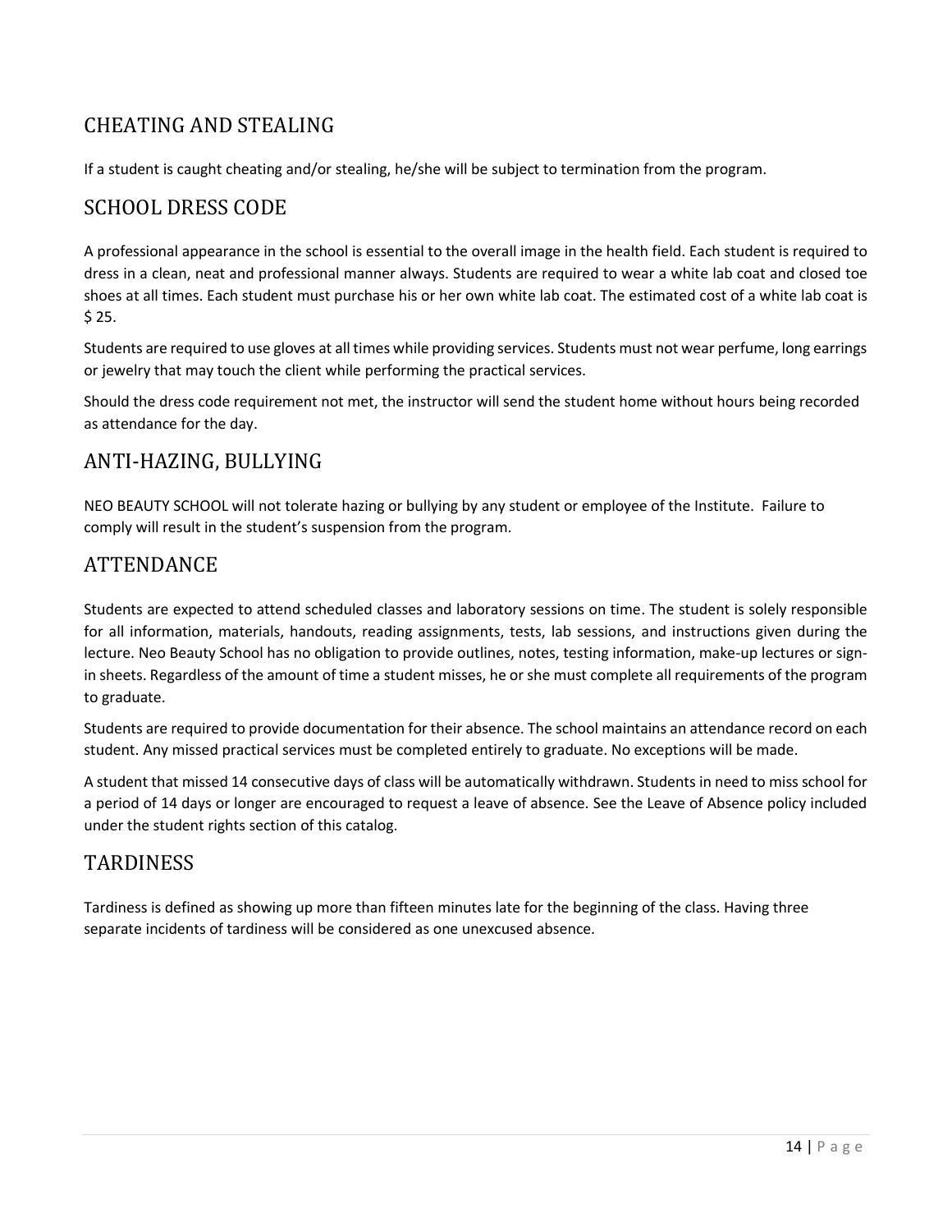## CHEATING AND STEALING

If a student is caught cheating and/or stealing, he/she will be subject to termination from the program.

## SCHOOL DRESS CODE

A professional appearance in the school is essential to the overall image in the health field. Each student is required to dress in a clean, neat and professional manner always. Students are required to wear a white lab coat and closed toe shoes at all times. Each student must purchase his or her own white lab coat. The estimated cost of a white lab coat is $ 25.

Students are required to use gloves at all times while providing services. Students must not wear perfume, long earrings or jewelry that may touch the client while performing the practical services.

Should the dress code requirement not met, the instructor will send the student home without hours being recorded as attendance for the day.

## ANTI-HAZING, BULLYING

NEO BEAUTY SCHOOL will not tolerate hazing or bullying by any student or employee of the Institute. Failure to comply will result in the student's suspension from the program.

## ATTENDANCE

Students are expected to attend scheduled classes and laboratory sessions on time. The student is solely responsible for all information, materials, handouts, reading assignments, tests, lab sessions, and instructions given during the lecture. Neo Beauty School has no obligation to provide outlines, notes, testing information, make-up lectures or sign-in sheets. Regardless of the amount of time a student misses, he or she must complete all requirements of the program to graduate.

Students are required to provide documentation for their absence. The school maintains an attendance record on each student. Any missed practical services must be completed entirely to graduate. No exceptions will be made.

A student that missed 14 consecutive days of class will be automatically withdrawn. Students in need to miss school for a period of 14 days or longer are encouraged to request a leave of absence. See the Leave of Absence policy included under the student rights section of this catalog.

## TARDINESS

Tardiness is defined as showing up more than fifteen minutes late for the beginning of the class. Having three separate incidents of tardiness will be considered as one unexcused absence.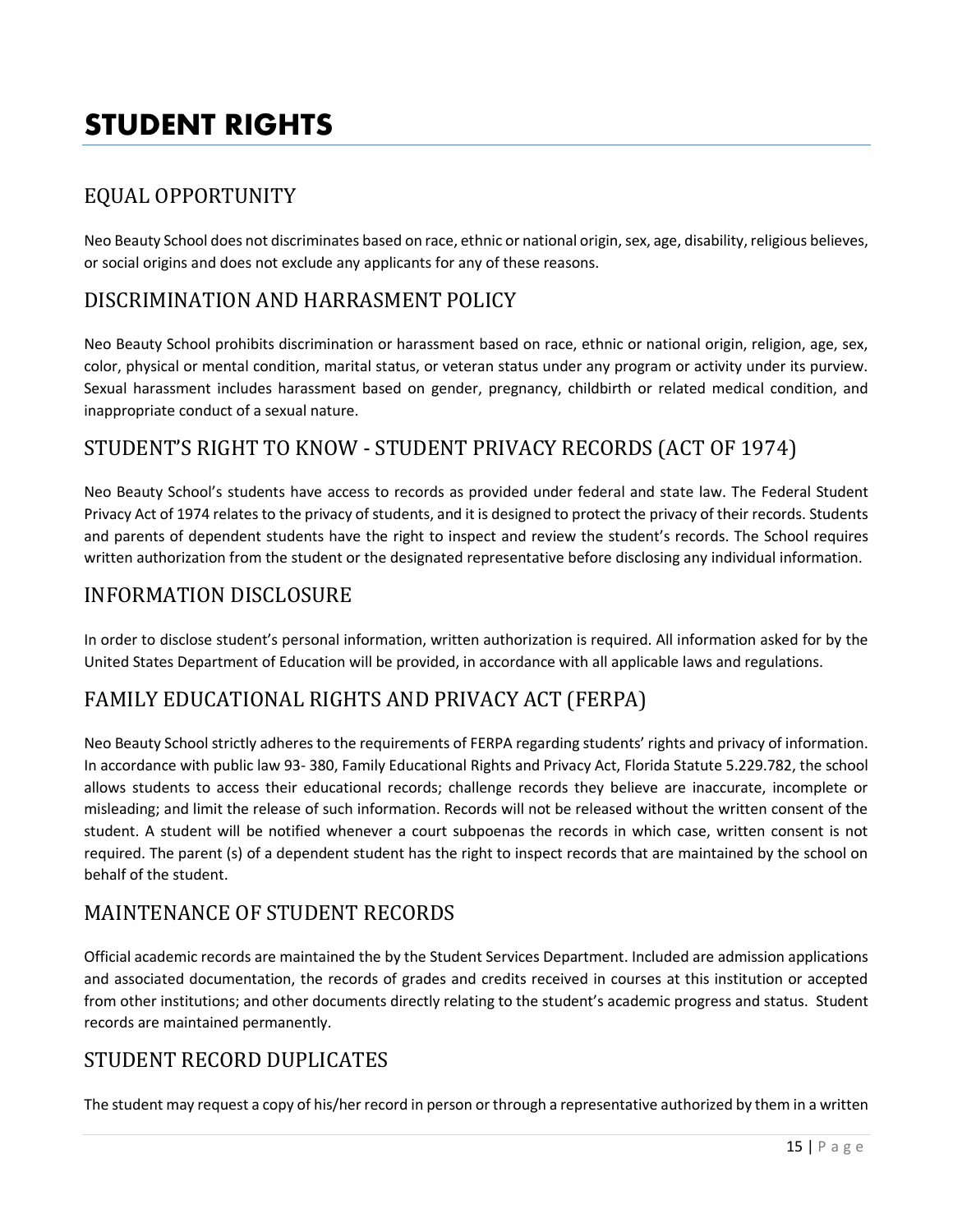# STUDENT RIGHTS

## EQUAL OPPORTUNITY

Neo Beauty School does not discriminates based on race, ethnic or national origin, sex, age, disability, religious believes, or social origins and does not exclude any applicants for any of these reasons.

## DISCRIMINATION AND HARRASMENT POLICY

Neo Beauty School prohibits discrimination or harassment based on race, ethnic or national origin, religion, age, sex, color, physical or mental condition, marital status, or veteran status under any program or activity under its purview. Sexual harassment includes harassment based on gender, pregnancy, childbirth or related medical condition, and inappropriate conduct of a sexual nature.

## STUDENT'S RIGHT TO KNOW - STUDENT PRIVACY RECORDS (ACT OF 1974)

Neo Beauty School's students have access to records as provided under federal and state law. The Federal Student Privacy Act of 1974 relates to the privacy of students, and it is designed to protect the privacy of their records. Students and parents of dependent students have the right to inspect and review the student's records. The School requires written authorization from the student or the designated representative before disclosing any individual information.

## INFORMATION DISCLOSURE

In order to disclose student's personal information, written authorization is required. All information asked for by the United States Department of Education will be provided, in accordance with all applicable laws and regulations.

## FAMILY EDUCATIONAL RIGHTS AND PRIVACY ACT (FERPA)

Neo Beauty School strictly adheres to the requirements of FERPA regarding students' rights and privacy of information. In accordance with public law 93- 380, Family Educational Rights and Privacy Act, Florida Statute 5.229.782, the school allows students to access their educational records; challenge records they believe are inaccurate, incomplete or misleading; and limit the release of such information. Records will not be released without the written consent of the student. A student will be notified whenever a court subpoenas the records in which case, written consent is not required. The parent (s) of a dependent student has the right to inspect records that are maintained by the school on behalf of the student.

## MAINTENANCE OF STUDENT RECORDS

Official academic records are maintained the by the Student Services Department. Included are admission applications and associated documentation, the records of grades and credits received in courses at this institution or accepted from other institutions; and other documents directly relating to the student's academic progress and status. Student records are maintained permanently.

## STUDENT RECORD DUPLICATES

The student may request a copy of his/her record in person or through a representative authorized by them in a written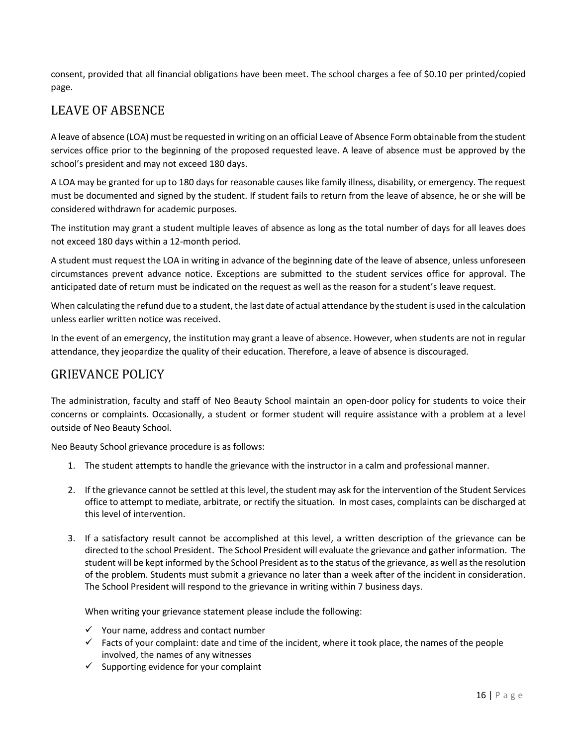consent, provided that all financial obligations have been meet. The school charges a fee of $0.10 per printed/copied page.

## LEAVE OF ABSENCE

A leave of absence (LOA) must be requested in writing on an official Leave of Absence Form obtainable from the student services office prior to the beginning of the proposed requested leave. A leave of absence must be approved by the school's president and may not exceed 180 days.

A LOA may be granted for up to 180 days for reasonable causes like family illness, disability, or emergency. The request must be documented and signed by the student. If student fails to return from the leave of absence, he or she will be considered withdrawn for academic purposes.

The institution may grant a student multiple leaves of absence as long as the total number of days for all leaves does not exceed 180 days within a 12-month period.

A student must request the LOA in writing in advance of the beginning date of the leave of absence, unless unforeseen circumstances prevent advance notice. Exceptions are submitted to the student services office for approval. The anticipated date of return must be indicated on the request as well as the reason for a student's leave request.

When calculating the refund due to a student, the last date of actual attendance by the student is used in the calculation unless earlier written notice was received.

In the event of an emergency, the institution may grant a leave of absence. However, when students are not in regular attendance, they jeopardize the quality of their education. Therefore, a leave of absence is discouraged.

## GRIEVANCE POLICY

The administration, faculty and staff of Neo Beauty School maintain an open-door policy for students to voice their concerns or complaints. Occasionally, a student or former student will require assistance with a problem at a level outside of Neo Beauty School.

Neo Beauty School grievance procedure is as follows:

1. The student attempts to handle the grievance with the instructor in a calm and professional manner.

2. If the grievance cannot be settled at this level, the student may ask for the intervention of the Student Services office to attempt to mediate, arbitrate, or rectify the situation. In most cases, complaints can be discharged at this level of intervention.

3. If a satisfactory result cannot be accomplished at this level, a written description of the grievance can be directed to the school President. The School President will evaluate the grievance and gather information. The student will be kept informed by the School President as to the status of the grievance, as well as the resolution of the problem. Students must submit a grievance no later than a week after of the incident in consideration. The School President will respond to the grievance in writing within 7 business days.

   When writing your grievance statement please include the following:

   - ✓ Your name, address and contact number
   - ✓ Facts of your complaint: date and time of the incident, where it took place, the names of the people involved, the names of any witnesses
   - ✓ Supporting evidence for your complaint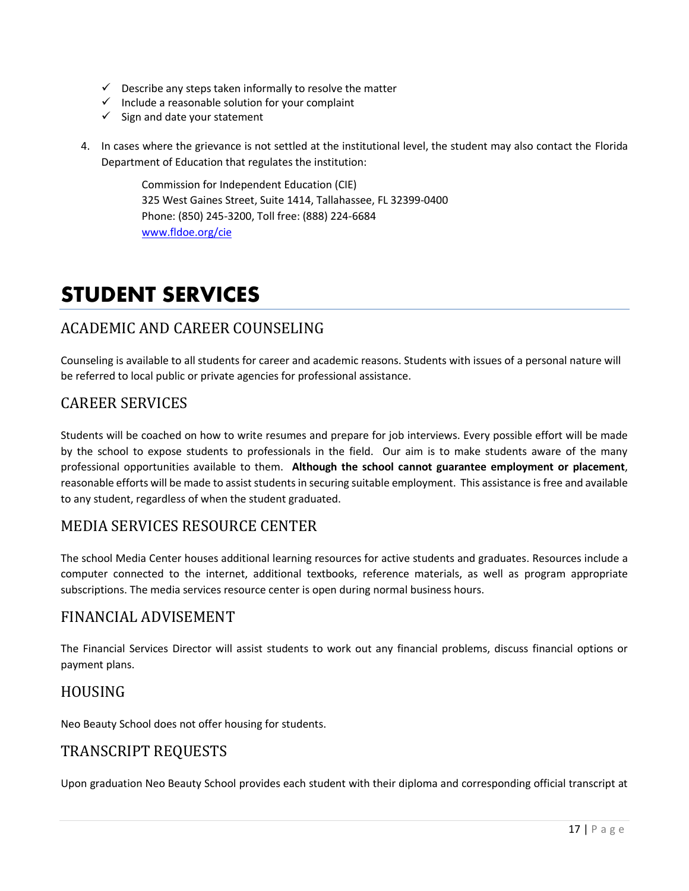- ✓ Describe any steps taken informally to resolve the matter
- ✓ Include a reasonable solution for your complaint
- ✓ Sign and date your statement

4. In cases where the grievance is not settled at the institutional level, the student may also contact the Florida Department of Education that regulates the institution:

   Commission for Independent Education (CIE)
   325 West Gaines Street, Suite 1414, Tallahassee, FL 32399-0400
   Phone: (850) 245-3200, Toll free: (888) 224-6684
   www.fldoe.org/cie

# STUDENT SERVICES

## ACADEMIC AND CAREER COUNSELING

Counseling is available to all students for career and academic reasons. Students with issues of a personal nature will be referred to local public or private agencies for professional assistance.

## CAREER SERVICES

Students will be coached on how to write resumes and prepare for job interviews. Every possible effort will be made by the school to expose students to professionals in the field. Our aim is to make students aware of the many professional opportunities available to them. **Although the school cannot guarantee employment or placement**, reasonable efforts will be made to assist students in securing suitable employment. This assistance is free and available to any student, regardless of when the student graduated.

## MEDIA SERVICES RESOURCE CENTER

The school Media Center houses additional learning resources for active students and graduates. Resources include a computer connected to the internet, additional textbooks, reference materials, as well as program appropriate subscriptions. The media services resource center is open during normal business hours.

## FINANCIAL ADVISEMENT

The Financial Services Director will assist students to work out any financial problems, discuss financial options or payment plans.

## HOUSING

Neo Beauty School does not offer housing for students.

## TRANSCRIPT REQUESTS

Upon graduation Neo Beauty School provides each student with their diploma and corresponding official transcript at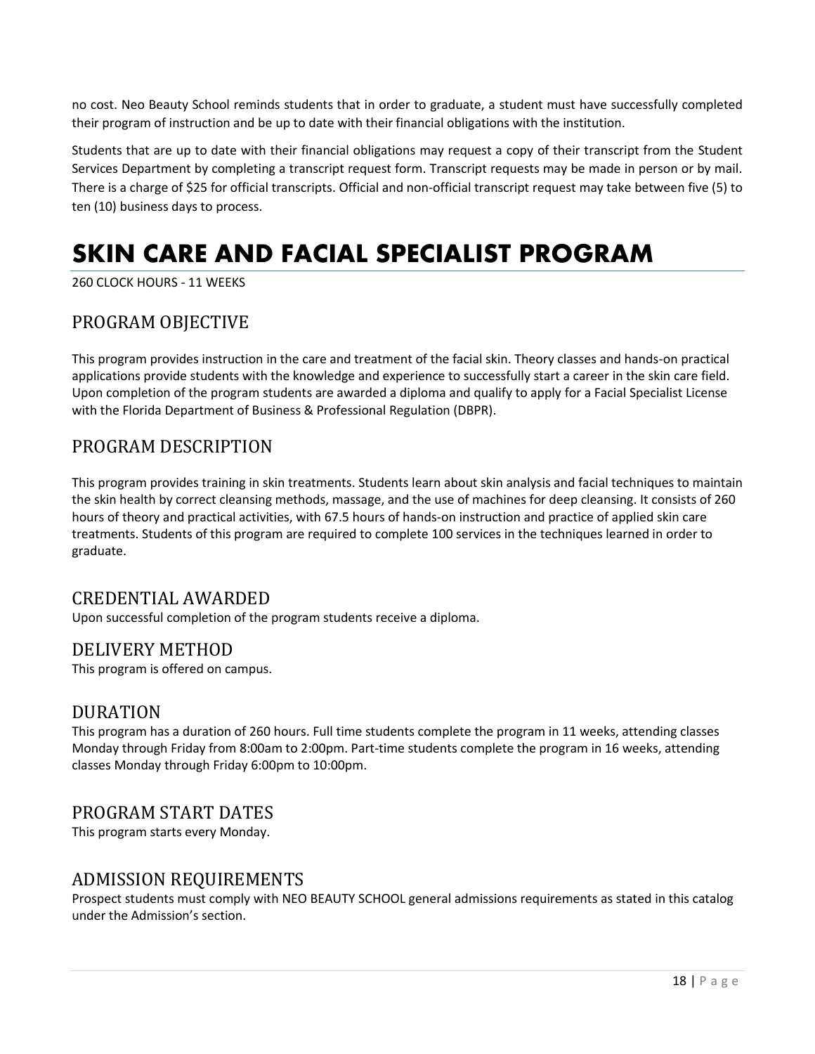no cost. Neo Beauty School reminds students that in order to graduate, a student must have successfully completed their program of instruction and be up to date with their financial obligations with the institution.

Students that are up to date with their financial obligations may request a copy of their transcript from the Student Services Department by completing a transcript request form. Transcript requests may be made in person or by mail. There is a charge of $25 for official transcripts. Official and non-official transcript request may take between five (5) to ten (10) business days to process.

# SKIN CARE AND FACIAL SPECIALIST PROGRAM

260 CLOCK HOURS - 11 WEEKS

## PROGRAM OBJECTIVE

This program provides instruction in the care and treatment of the facial skin. Theory classes and hands-on practical applications provide students with the knowledge and experience to successfully start a career in the skin care field. Upon completion of the program students are awarded a diploma and qualify to apply for a Facial Specialist License with the Florida Department of Business & Professional Regulation (DBPR).

## PROGRAM DESCRIPTION

This program provides training in skin treatments. Students learn about skin analysis and facial techniques to maintain the skin health by correct cleansing methods, massage, and the use of machines for deep cleansing. It consists of 260 hours of theory and practical activities, with 67.5 hours of hands-on instruction and practice of applied skin care treatments. Students of this program are required to complete 100 services in the techniques learned in order to graduate.

## CREDENTIAL AWARDED

Upon successful completion of the program students receive a diploma.

## DELIVERY METHOD

This program is offered on campus.

## DURATION

This program has a duration of 260 hours. Full time students complete the program in 11 weeks, attending classes Monday through Friday from 8:00am to 2:00pm. Part-time students complete the program in 16 weeks, attending classes Monday through Friday 6:00pm to 10:00pm.

## PROGRAM START DATES

This program starts every Monday.

## ADMISSION REQUIREMENTS

Prospect students must comply with NEO BEAUTY SCHOOL general admissions requirements as stated in this catalog under the Admission's section.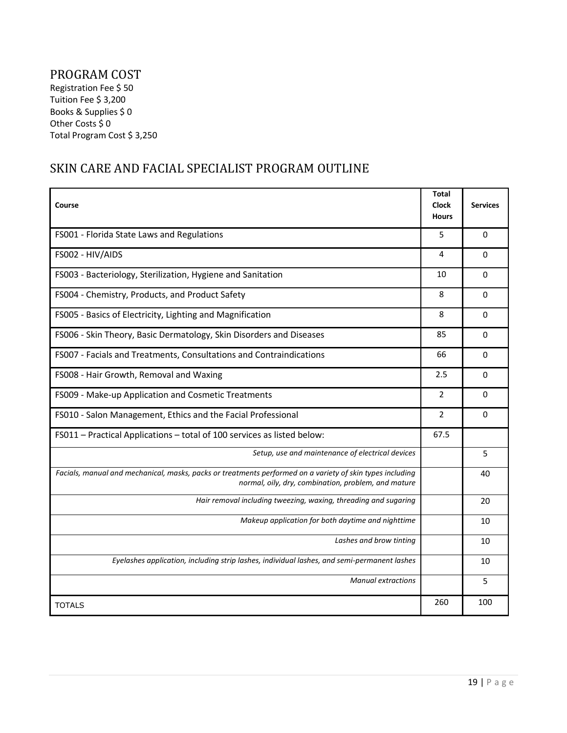## PROGRAM COST

Registration Fee $ 50
Tuition Fee $ 3,200
Books & Supplies $ 0
Other Costs $ 0
Total Program Cost $ 3,250

## SKIN CARE AND FACIAL SPECIALIST PROGRAM OUTLINE

| Course | Total Clock Hours | Services |
|---|---|---|
| FS001 - Florida State Laws and Regulations | 5 | 0 |
| FS002 - HIV/AIDS | 4 | 0 |
| FS003 - Bacteriology, Sterilization, Hygiene and Sanitation | 10 | 0 |
| FS004 - Chemistry, Products, and Product Safety | 8 | 0 |
| FS005 - Basics of Electricity, Lighting and Magnification | 8 | 0 |
| FS006 - Skin Theory, Basic Dermatology, Skin Disorders and Diseases | 85 | 0 |
| FS007 - Facials and Treatments, Consultations and Contraindications | 66 | 0 |
| FS008 - Hair Growth, Removal and Waxing | 2.5 | 0 |
| FS009 - Make-up Application and Cosmetic Treatments | 2 | 0 |
| FS010 - Salon Management, Ethics and the Facial Professional | 2 | 0 |
| FS011 – Practical Applications – total of 100 services as listed below: | 67.5 | |
| *Setup, use and maintenance of electrical devices* | | 5 |
| *Facials, manual and mechanical, masks, packs or treatments performed on a variety of skin types including normal, oily, dry, combination, problem, and mature* | | 40 |
| *Hair removal including tweezing, waxing, threading and sugaring* | | 20 |
| *Makeup application for both daytime and nighttime* | | 10 |
| *Lashes and brow tinting* | | 10 |
| *Eyelashes application, including strip lashes, individual lashes, and semi-permanent lashes* | | 10 |
| *Manual extractions* | | 5 |
| TOTALS | 260 | 100 |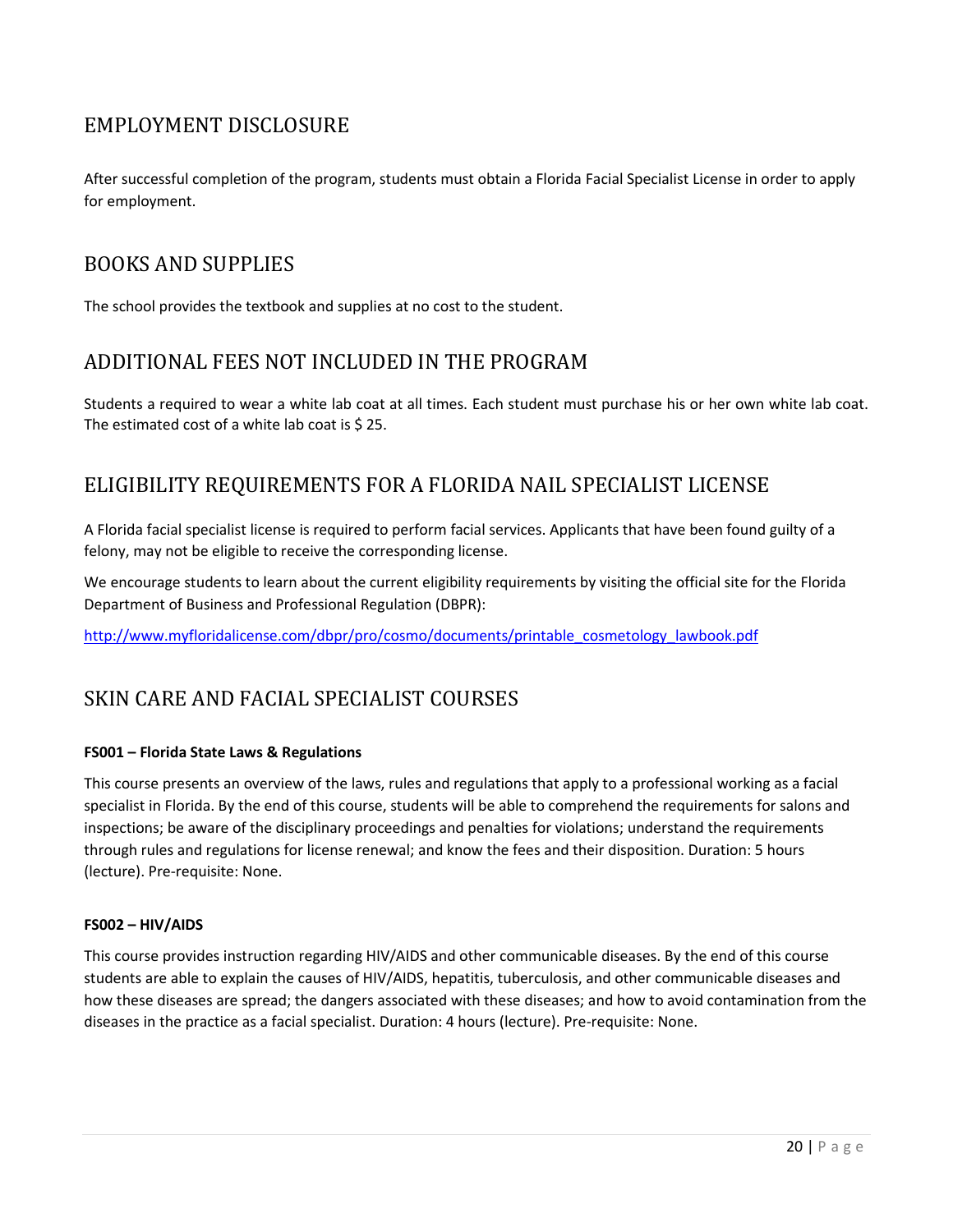## EMPLOYMENT DISCLOSURE

After successful completion of the program, students must obtain a Florida Facial Specialist License in order to apply for employment.

## BOOKS AND SUPPLIES

The school provides the textbook and supplies at no cost to the student.

## ADDITIONAL FEES NOT INCLUDED IN THE PROGRAM

Students a required to wear a white lab coat at all times. Each student must purchase his or her own white lab coat. The estimated cost of a white lab coat is $ 25.

## ELIGIBILITY REQUIREMENTS FOR A FLORIDA NAIL SPECIALIST LICENSE

A Florida facial specialist license is required to perform facial services. Applicants that have been found guilty of a felony, may not be eligible to receive the corresponding license.

We encourage students to learn about the current eligibility requirements by visiting the official site for the Florida Department of Business and Professional Regulation (DBPR):

[http://www.myfloridalicense.com/dbpr/pro/cosmo/documents/printable_cosmetology_lawbook.pdf](http://www.myfloridalicense.com/dbpr/pro/cosmo/documents/printable_cosmetology_lawbook.pdf)

## SKIN CARE AND FACIAL SPECIALIST COURSES

**FS001 – Florida State Laws & Regulations**

This course presents an overview of the laws, rules and regulations that apply to a professional working as a facial specialist in Florida. By the end of this course, students will be able to comprehend the requirements for salons and inspections; be aware of the disciplinary proceedings and penalties for violations; understand the requirements through rules and regulations for license renewal; and know the fees and their disposition. Duration: 5 hours (lecture). Pre-requisite: None.

**FS002 – HIV/AIDS**

This course provides instruction regarding HIV/AIDS and other communicable diseases. By the end of this course students are able to explain the causes of HIV/AIDS, hepatitis, tuberculosis, and other communicable diseases and how these diseases are spread; the dangers associated with these diseases; and how to avoid contamination from the diseases in the practice as a facial specialist. Duration: 4 hours (lecture). Pre-requisite: None.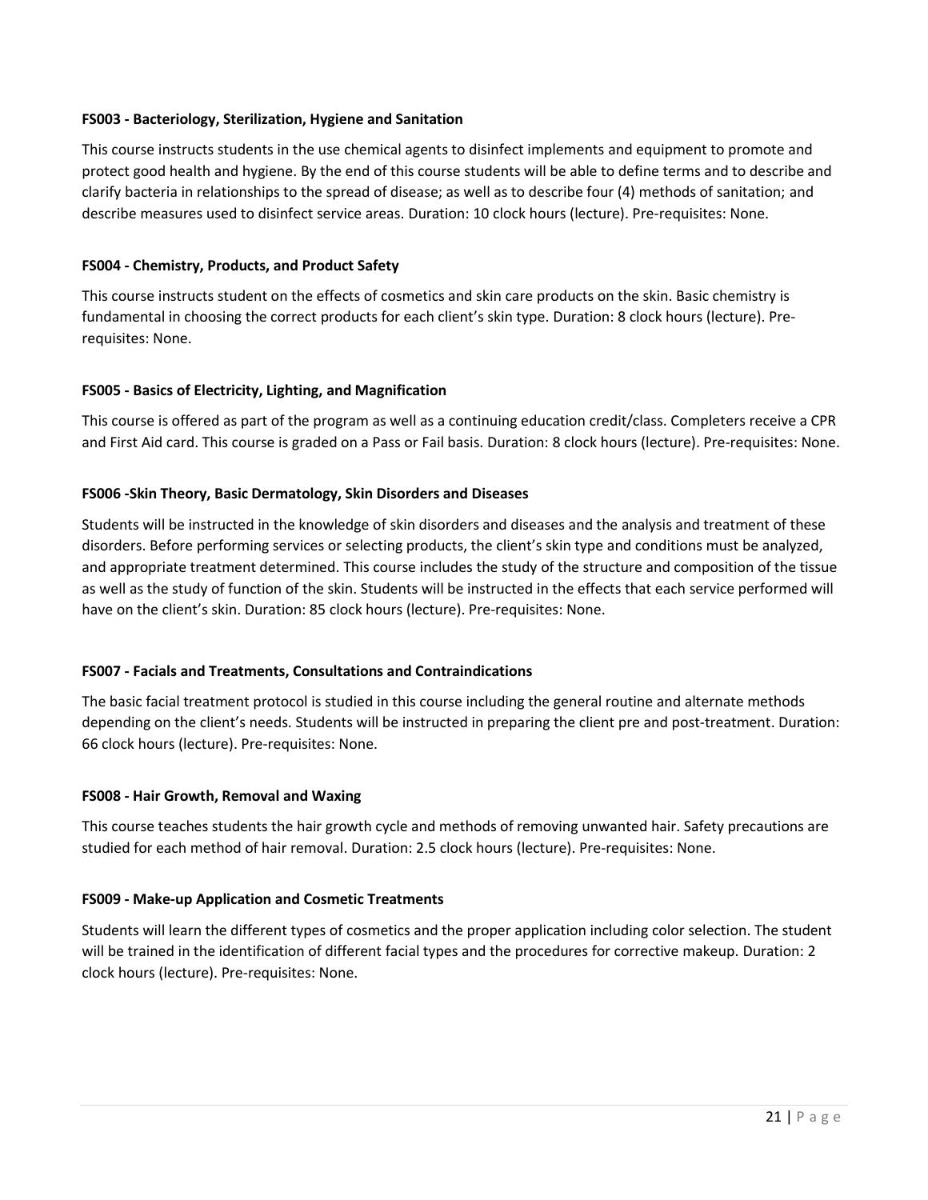**FS003 - Bacteriology, Sterilization, Hygiene and Sanitation**

This course instructs students in the use chemical agents to disinfect implements and equipment to promote and protect good health and hygiene. By the end of this course students will be able to define terms and to describe and clarify bacteria in relationships to the spread of disease; as well as to describe four (4) methods of sanitation; and describe measures used to disinfect service areas. Duration: 10 clock hours (lecture). Pre-requisites: None.

**FS004 - Chemistry, Products, and Product Safety**

This course instructs student on the effects of cosmetics and skin care products on the skin. Basic chemistry is fundamental in choosing the correct products for each client's skin type. Duration: 8 clock hours (lecture). Pre-requisites: None.

**FS005 - Basics of Electricity, Lighting, and Magnification**

This course is offered as part of the program as well as a continuing education credit/class. Completers receive a CPR and First Aid card. This course is graded on a Pass or Fail basis. Duration: 8 clock hours (lecture). Pre-requisites: None.

**FS006 -Skin Theory, Basic Dermatology, Skin Disorders and Diseases**

Students will be instructed in the knowledge of skin disorders and diseases and the analysis and treatment of these disorders. Before performing services or selecting products, the client's skin type and conditions must be analyzed, and appropriate treatment determined. This course includes the study of the structure and composition of the tissue as well as the study of function of the skin. Students will be instructed in the effects that each service performed will have on the client's skin. Duration: 85 clock hours (lecture). Pre-requisites: None.

**FS007 - Facials and Treatments, Consultations and Contraindications**

The basic facial treatment protocol is studied in this course including the general routine and alternate methods depending on the client's needs. Students will be instructed in preparing the client pre and post-treatment. Duration: 66 clock hours (lecture). Pre-requisites: None.

**FS008 - Hair Growth, Removal and Waxing**

This course teaches students the hair growth cycle and methods of removing unwanted hair. Safety precautions are studied for each method of hair removal. Duration: 2.5 clock hours (lecture). Pre-requisites: None.

**FS009 - Make-up Application and Cosmetic Treatments**

Students will learn the different types of cosmetics and the proper application including color selection. The student will be trained in the identification of different facial types and the procedures for corrective makeup. Duration: 2 clock hours (lecture). Pre-requisites: None.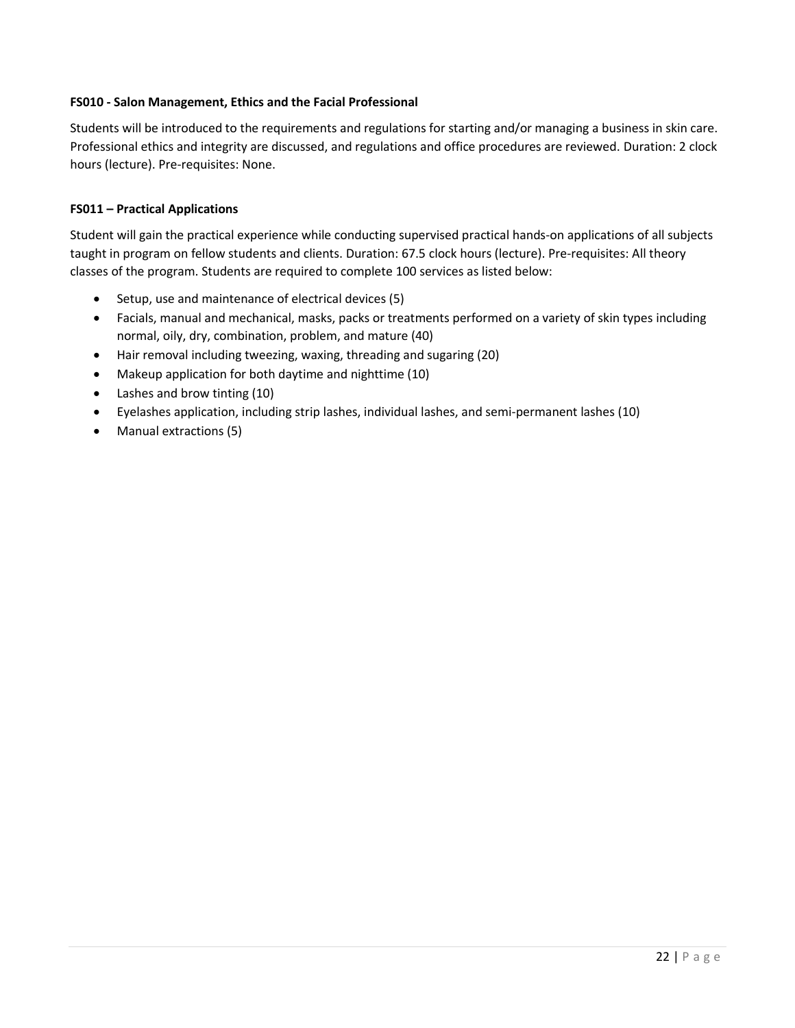**FS010 - Salon Management, Ethics and the Facial Professional**

Students will be introduced to the requirements and regulations for starting and/or managing a business in skin care. Professional ethics and integrity are discussed, and regulations and office procedures are reviewed. Duration: 2 clock hours (lecture). Pre-requisites: None.

**FS011 – Practical Applications**

Student will gain the practical experience while conducting supervised practical hands-on applications of all subjects taught in program on fellow students and clients. Duration: 67.5 clock hours (lecture). Pre-requisites: All theory classes of the program. Students are required to complete 100 services as listed below:

- Setup, use and maintenance of electrical devices (5)
- Facials, manual and mechanical, masks, packs or treatments performed on a variety of skin types including normal, oily, dry, combination, problem, and mature (40)
- Hair removal including tweezing, waxing, threading and sugaring (20)
- Makeup application for both daytime and nighttime (10)
- Lashes and brow tinting (10)
- Eyelashes application, including strip lashes, individual lashes, and semi-permanent lashes (10)
- Manual extractions (5)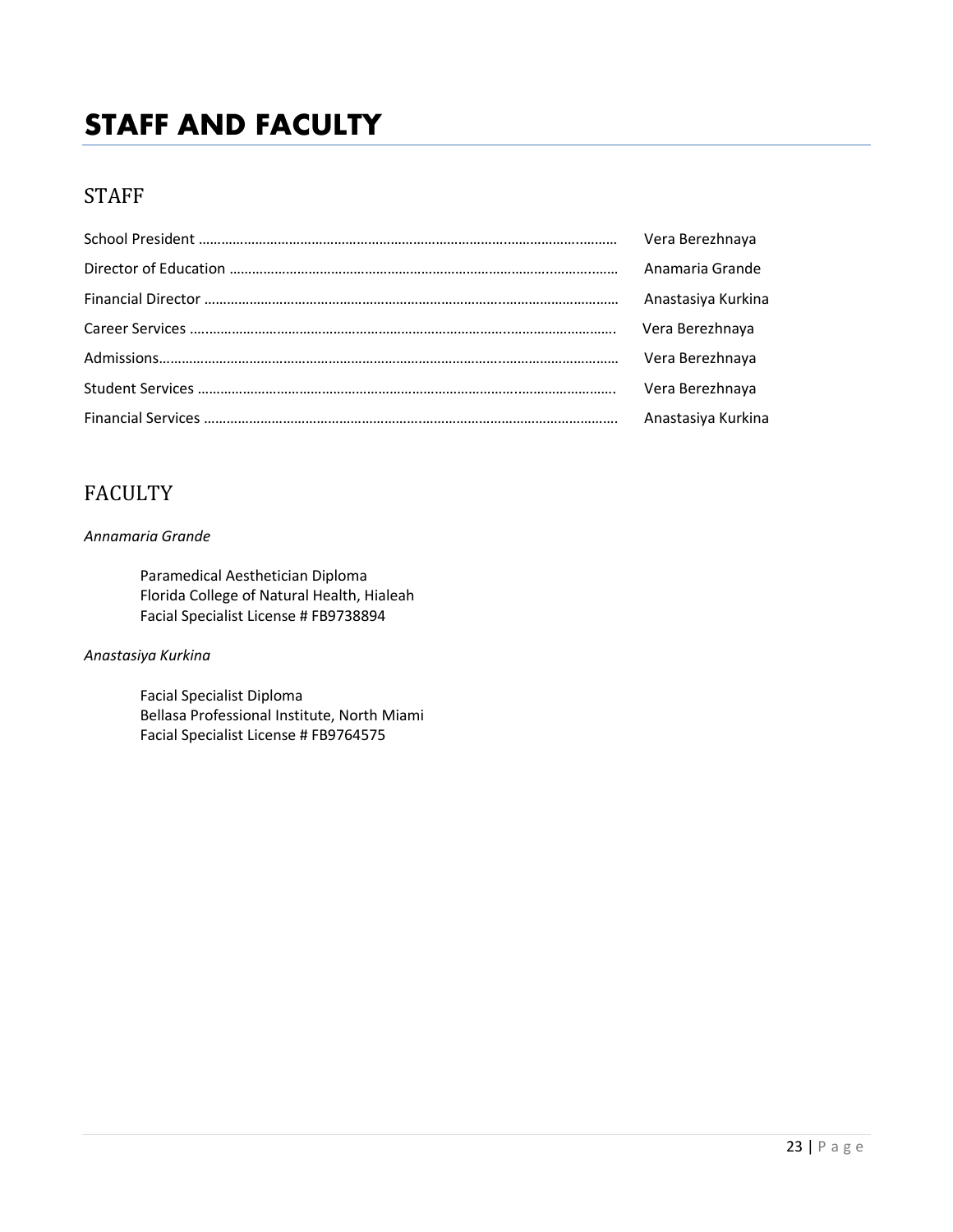# STAFF AND FACULTY

## STAFF

| | |
|---|---|
| School President | Vera Berezhnaya |
| Director of Education | Anamaria Grande |
| Financial Director | Anastasiya Kurkina |
| Career Services | Vera Berezhnaya |
| Admissions | Vera Berezhnaya |
| Student Services | Vera Berezhnaya |
| Financial Services | Anastasiya Kurkina |

## FACULTY

*Annamaria Grande*

Paramedical Aesthetician Diploma
Florida College of Natural Health, Hialeah
Facial Specialist License # FB9738894

*Anastasiya Kurkina*

Facial Specialist Diploma
Bellasa Professional Institute, North Miami
Facial Specialist License # FB9764575